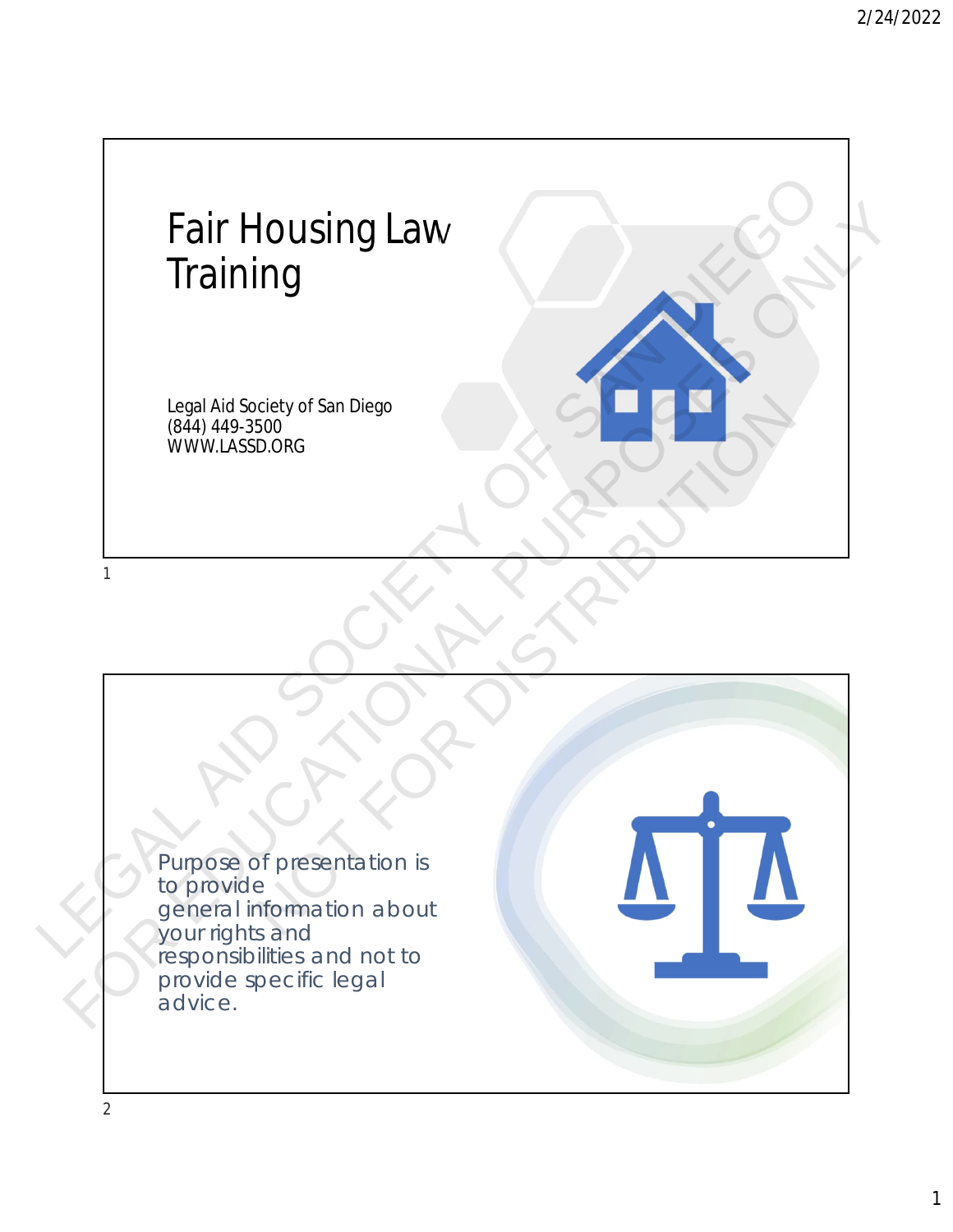# Fair Housing Law Training

Legal Aid Society of San Diego
(844) 449-3500
WWW.LASSD.ORG

Purpose of presentation is to provide general information about your rights and responsibilities and not to provide specific legal advice.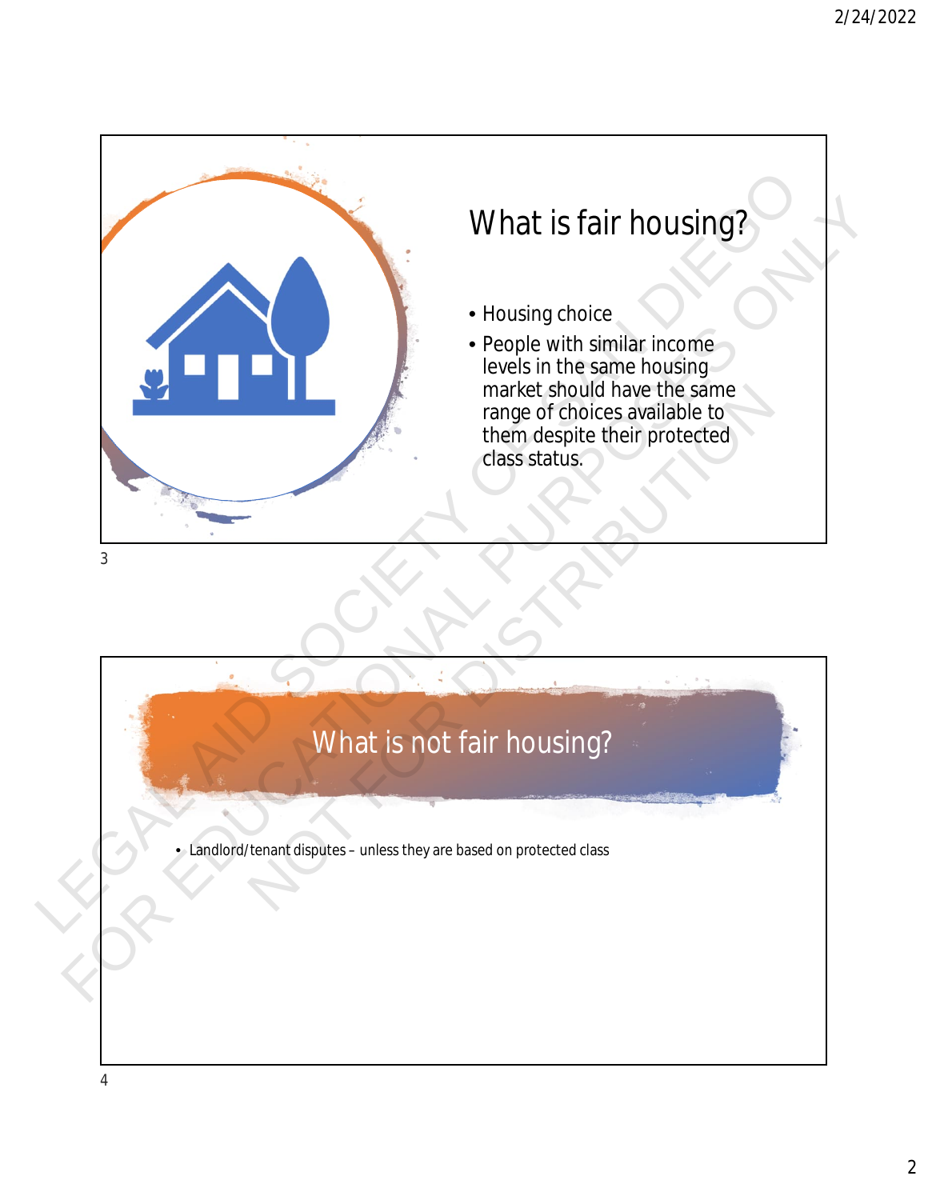## What is fair housing?

- Housing choice
- People with similar income levels in the same housing market should have the same range of choices available to them despite their protected class status.

## What is not fair housing?

- Landlord/tenant disputes – unless they are based on protected class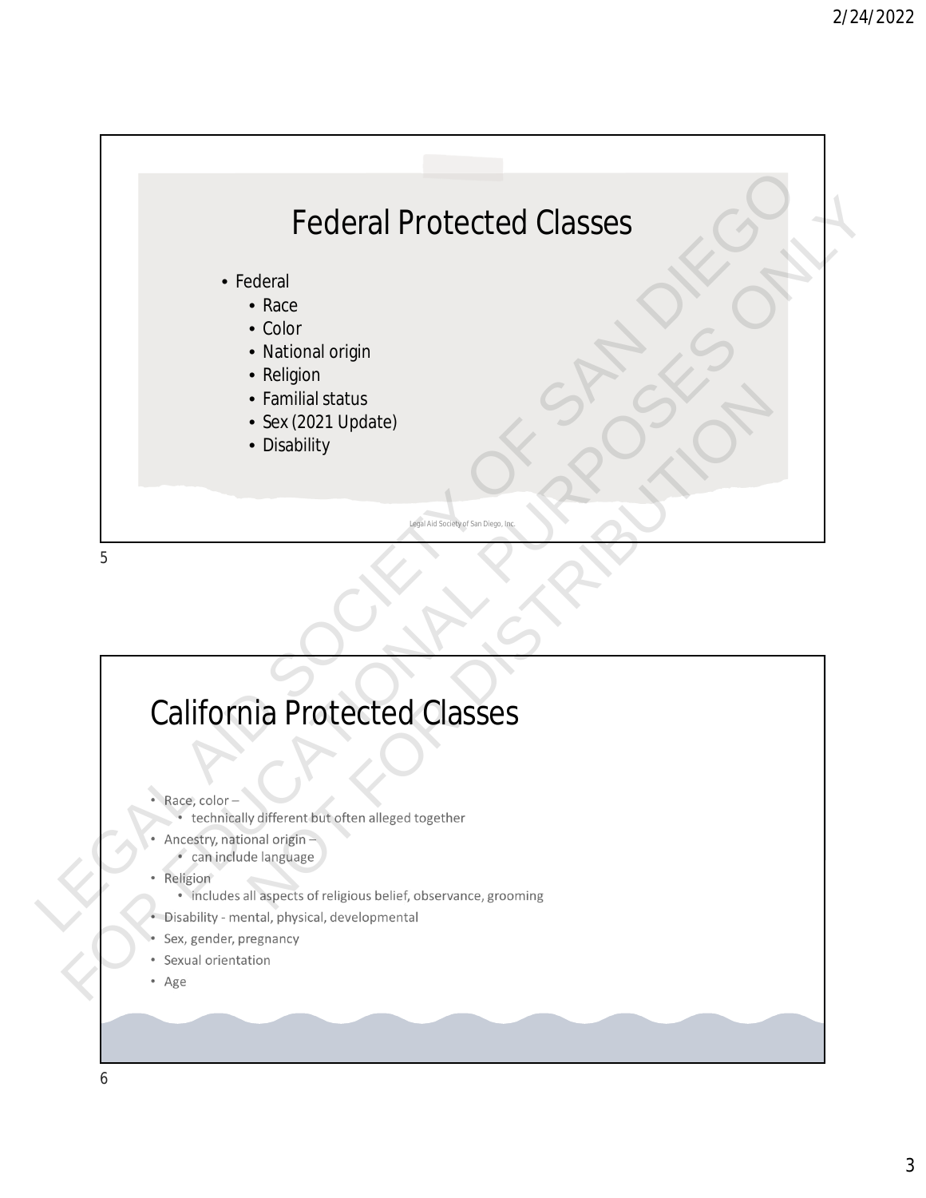## Federal Protected Classes

- Federal
  - Race
  - Color
  - National origin
  - Religion
  - Familial status
  - Sex (2021 Update)
  - Disability

Legal Aid Society of San Diego, Inc.

## California Protected Classes

- Race, color –
  - technically different but often alleged together
- Ancestry, national origin –
  - can include language
- Religion
  - includes all aspects of religious belief, observance, grooming
- Disability - mental, physical, developmental
- Sex, gender, pregnancy
- Sexual orientation
- Age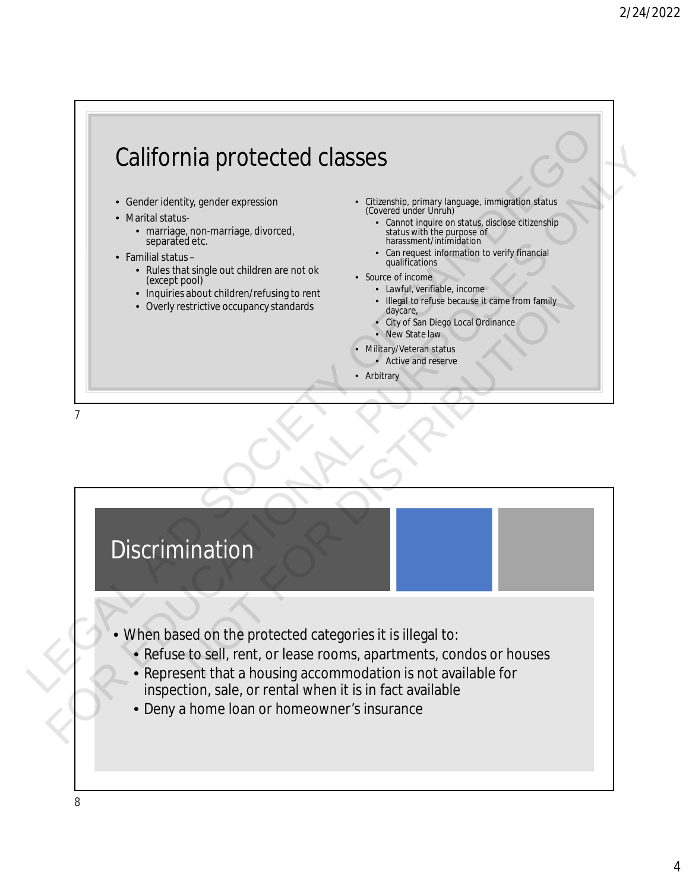## California protected classes

- Gender identity, gender expression
- Marital status-
  - marriage, non-marriage, divorced, separated etc.
- Familial status –
  - Rules that single out children are not ok (except pool)
  - Inquiries about children/refusing to rent
  - Overly restrictive occupancy standards
- Citizenship, primary language, immigration status (Covered under Unruh)
  - Cannot inquire on status, disclose citizenship status with the purpose of harassment/intimidation
  - Can request information to verify financial qualifications
- Source of income
  - Lawful, verifiable, income
  - Illegal to refuse because it came from family daycare,
  - City of San Diego Local Ordinance
  - New State law
- Military/Veteran status
  - Active and reserve
- Arbitrary

## Discrimination

- When based on the protected categories it is illegal to:
  - Refuse to sell, rent, or lease rooms, apartments, condos or houses
  - Represent that a housing accommodation is not available for inspection, sale, or rental when it is in fact available
  - Deny a home loan or homeowner's insurance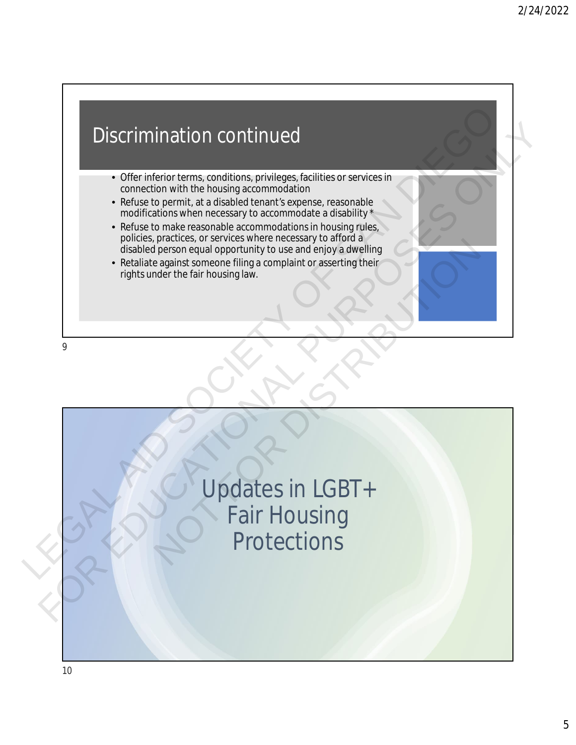## Discrimination continued

- Offer inferior terms, conditions, privileges, facilities or services in connection with the housing accommodation
- Refuse to permit, at a disabled tenant's expense, reasonable modifications when necessary to accommodate a disability *
- Refuse to make reasonable accommodations in housing rules, policies, practices, or services where necessary to afford a disabled person equal opportunity to use and enjoy a dwelling
- Retaliate against someone filing a complaint or asserting their rights under the fair housing law.

## Updates in LGBT+ Fair Housing Protections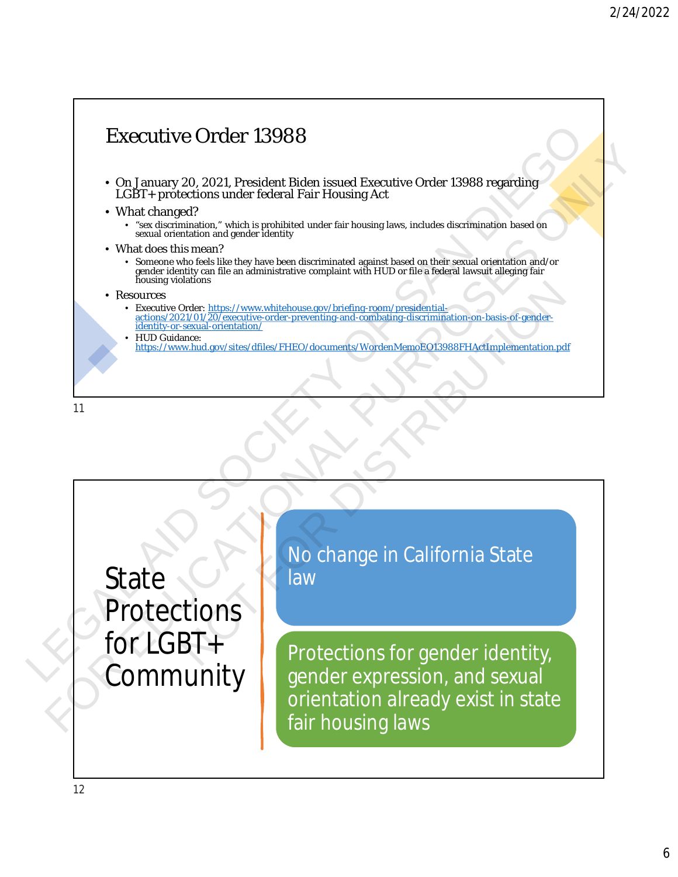## Executive Order 13988

- On January 20, 2021, President Biden issued Executive Order 13988 regarding LGBT+ protections under federal Fair Housing Act
- What changed?
  - "sex discrimination," which is prohibited under fair housing laws, includes discrimination based on sexual orientation and gender identity
- What does this mean?
  - Someone who feels like they have been discriminated against based on their sexual orientation and/or gender identity can file an administrative complaint with HUD or file a federal lawsuit alleging fair housing violations
- Resources
  - Executive Order: https://www.whitehouse.gov/briefing-room/presidential-actions/2021/01/20/executive-order-preventing-and-combating-discrimination-on-basis-of-gender-identity-or-sexual-orientation/
  - HUD Guidance: https://www.hud.gov/sites/dfiles/FHEO/documents/WordenMemoEO13988FHActImplementation.pdf

## State Protections for LGBT+ Community

- No change in California State law
- Protections for gender identity, gender expression, and sexual orientation already exist in state fair housing laws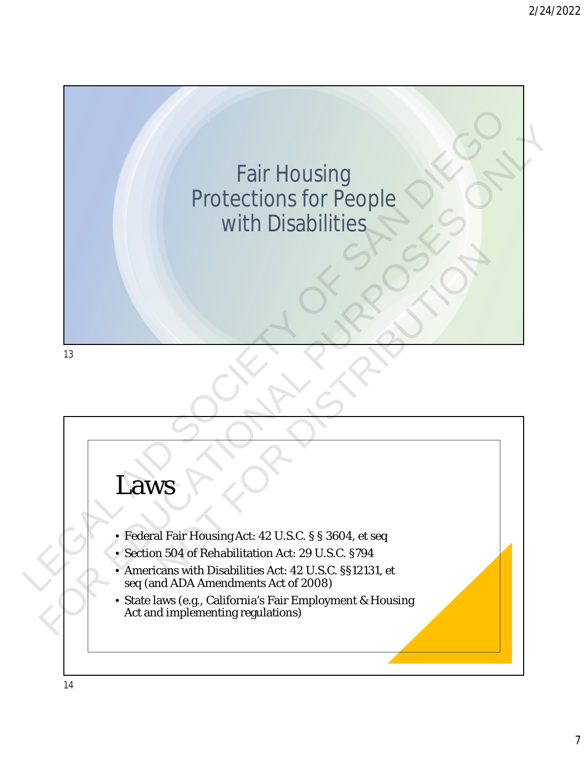# Fair Housing Protections for People with Disabilities

# Laws

- Federal Fair Housing Act: 42 U.S.C. § § 3604, et seq
- Section 504 of Rehabilitation Act: 29 U.S.C. §794
- Americans with Disabilities Act: 42 U.S.C. §§12131, et seq (and ADA Amendments Act of 2008)
- State laws (e.g., California's Fair Employment & Housing Act and implementing regulations)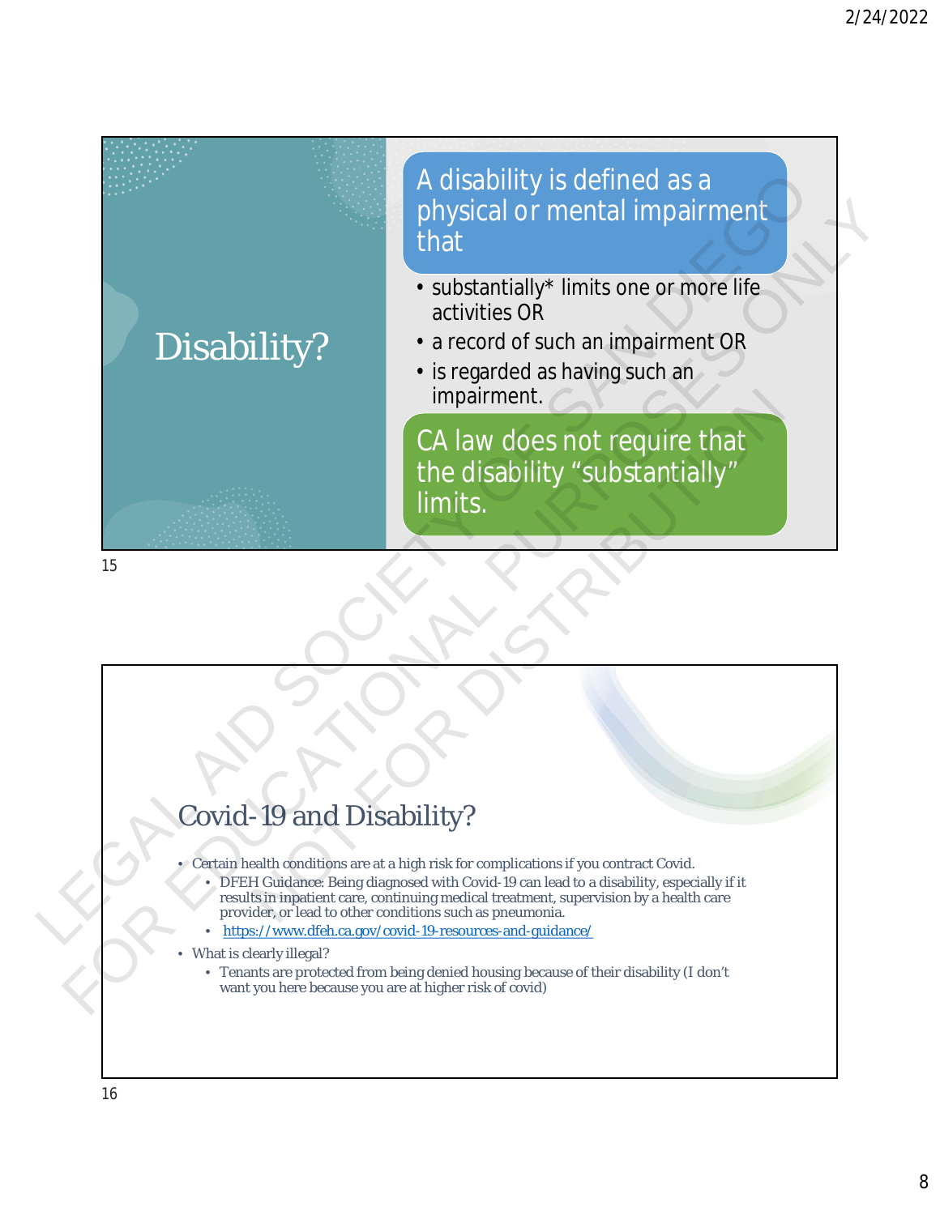## Disability?

### A disability is defined as a physical or mental impairment that

- substantially* limits one or more life activities OR
- a record of such an impairment OR
- is regarded as having such an impairment.

CA law does not require that the disability "substantially" limits.

## Covid-19 and Disability?

- Certain health conditions are at a high risk for complications if you contract Covid.
  - DFEH Guidance: Being diagnosed with Covid-19 can lead to a disability, especially if it results in inpatient care, continuing medical treatment, supervision by a health care provider, or lead to other conditions such as pneumonia.
  - https://www.dfeh.ca.gov/covid-19-resources-and-guidance/
- What is clearly illegal?
  - Tenants are protected from being denied housing because of their disability (I don't want you here because you are at higher risk of covid)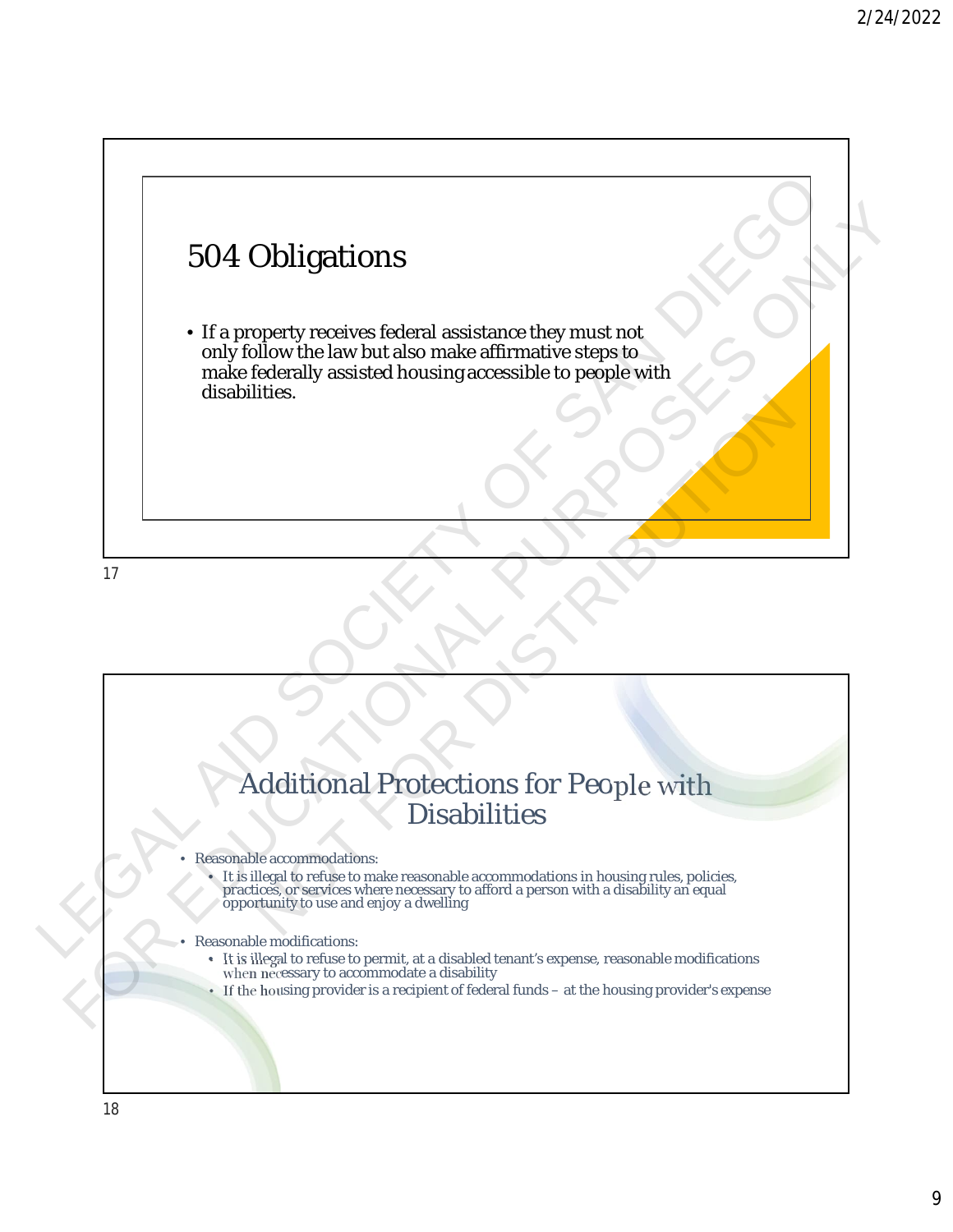# 504 Obligations

- If a property receives federal assistance they must not only follow the law but also make affirmative steps to make federally assisted housing accessible to people with disabilities.

# Additional Protections for People with Disabilities

- Reasonable accommodations:
  - It is illegal to refuse to make reasonable accommodations in housing rules, policies, practices, or services where necessary to afford a person with a disability an equal opportunity to use and enjoy a dwelling
- Reasonable modifications:
  - It is illegal to refuse to permit, at a disabled tenant's expense, reasonable modifications when necessary to accommodate a disability
  - If the housing provider is a recipient of federal funds – at the housing provider's expense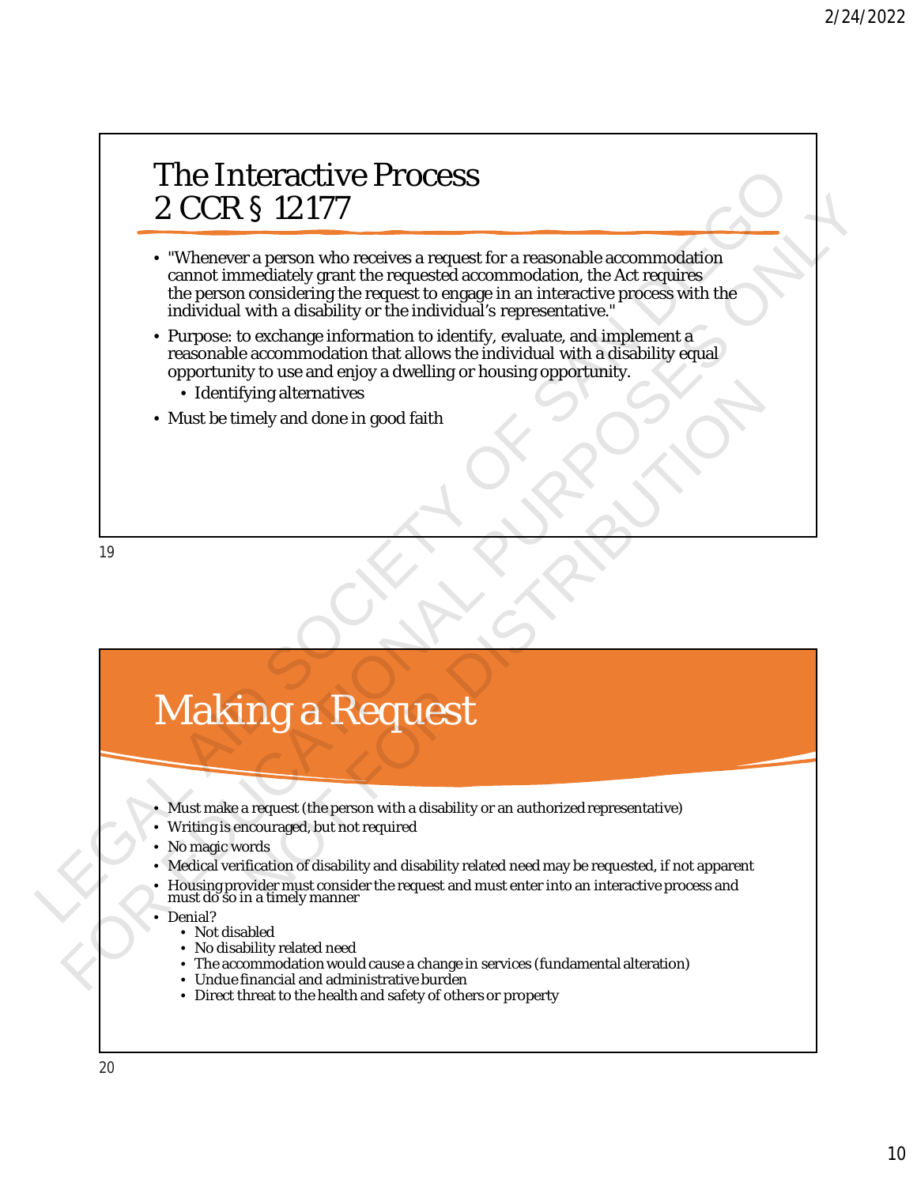## The Interactive Process
## 2 CCR § 12177

- "Whenever a person who receives a request for a reasonable accommodation cannot immediately grant the requested accommodation, the Act requires the person considering the request to engage in an interactive process with the individual with a disability or the individual's representative."
- Purpose: to exchange information to identify, evaluate, and implement a reasonable accommodation that allows the individual with a disability equal opportunity to use and enjoy a dwelling or housing opportunity.
  - Identifying alternatives
- Must be timely and done in good faith

## Making a Request

- Must make a request (the person with a disability or an authorized representative)
- Writing is encouraged, but not required
- No magic words
- Medical verification of disability and disability related need may be requested, if not apparent
- Housing provider must consider the request and must enter into an interactive process and must do so in a timely manner
- Denial?
  - Not disabled
  - No disability related need
  - The accommodation would cause a change in services (fundamental alteration)
  - Undue financial and administrative burden
  - Direct threat to the health and safety of others or property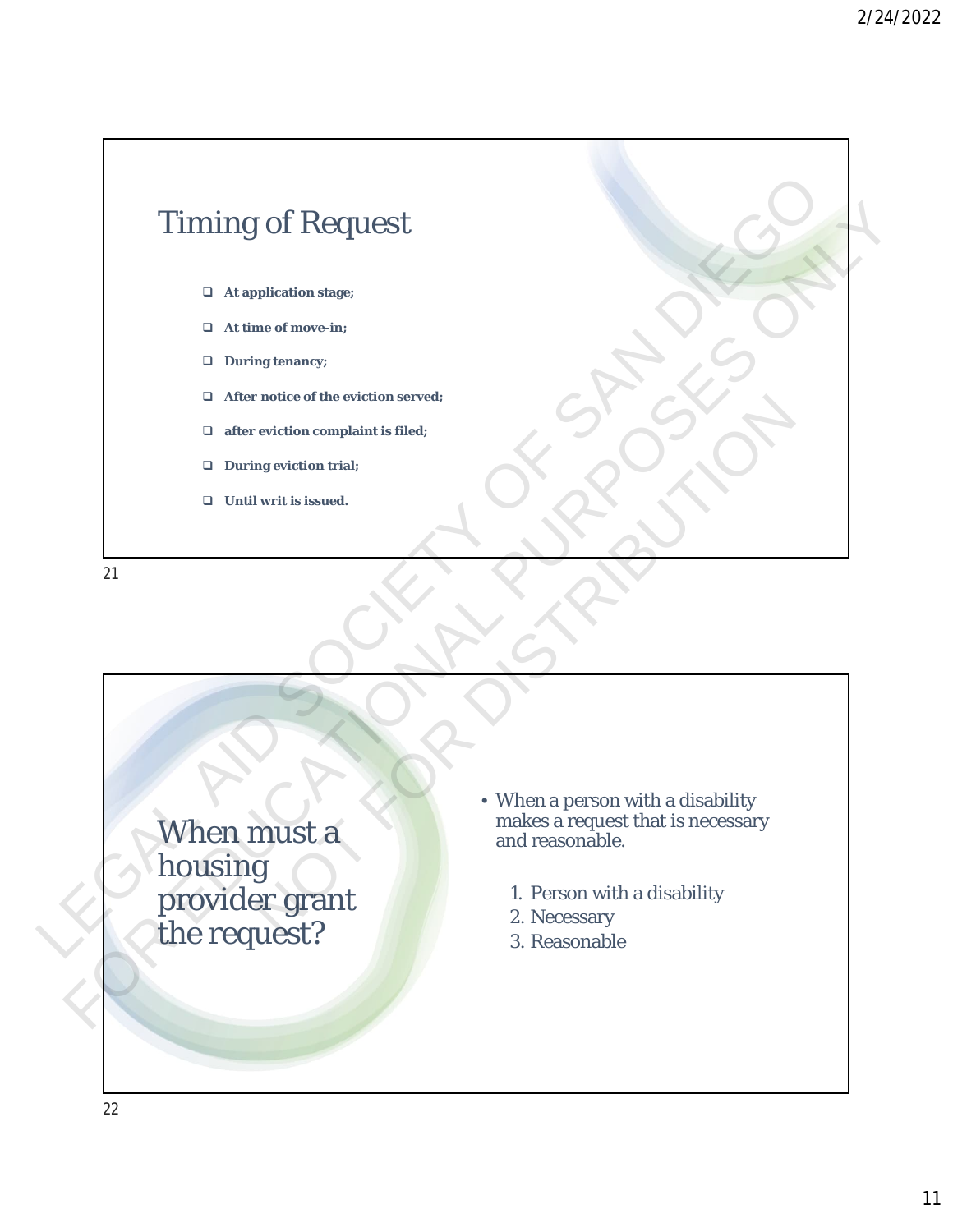## Timing of Request

- At application stage;
- At time of move-in;
- During tenancy;
- After notice of the eviction served;
- after eviction complaint is filed;
- During eviction trial;
- Until writ is issued.

## When must a housing provider grant the request?

- When a person with a disability makes a request that is necessary and reasonable.
  1. Person with a disability
  2. Necessary
  3. Reasonable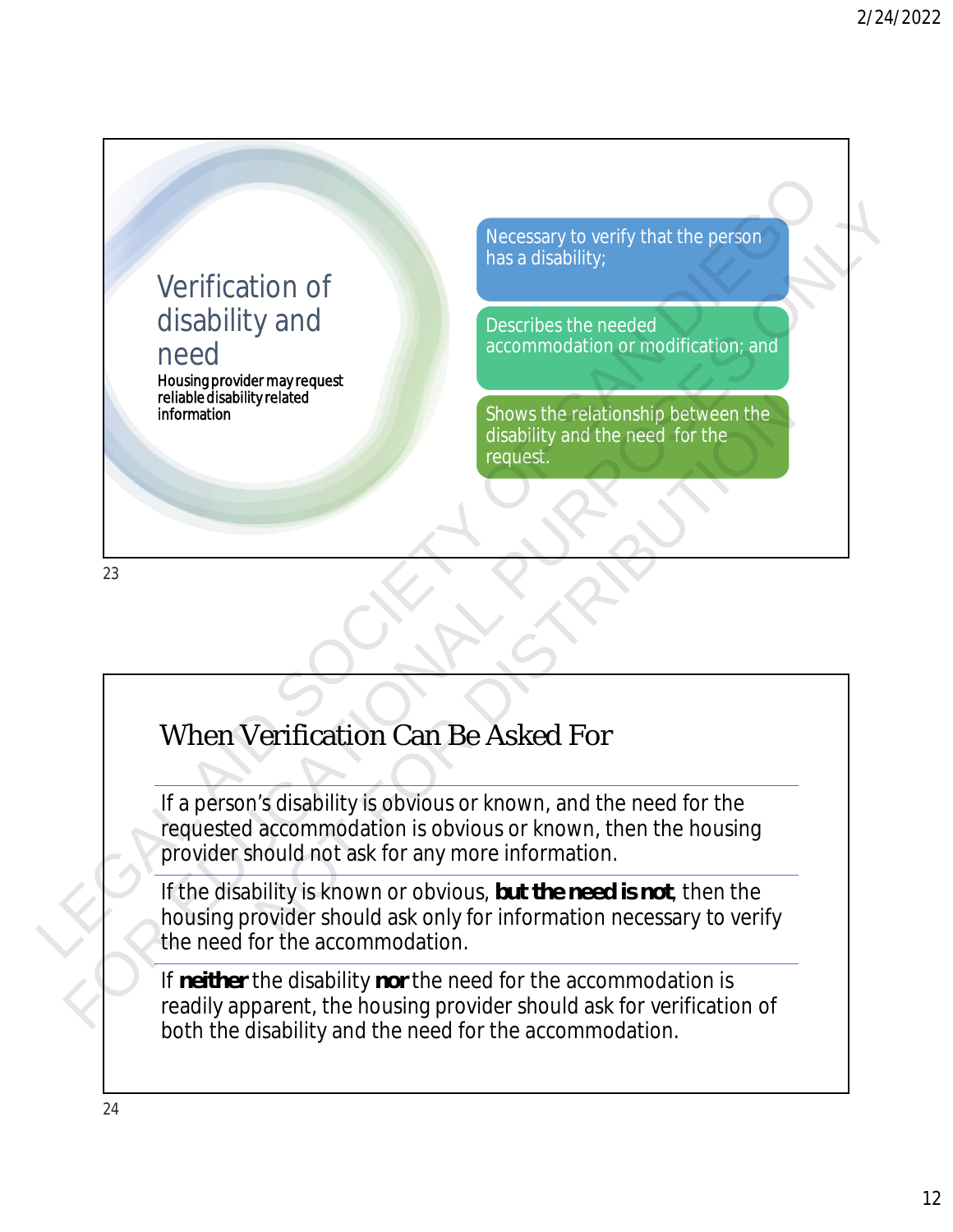## Verification of disability and need

Housing provider may request reliable disability related information

- Necessary to verify that the person has a disability;
- Describes the needed accommodation or modification; and
- Shows the relationship between the disability and the need for the request.

## When Verification Can Be Asked For

If a person's disability is obvious or known, and the need for the requested accommodation is obvious or known, then the housing provider should not ask for any more information.

If the disability is known or obvious, **but the need is not**, then the housing provider should ask only for information necessary to verify the need for the accommodation.

If **neither** the disability **nor** the need for the accommodation is readily apparent, the housing provider should ask for verification of both the disability and the need for the accommodation.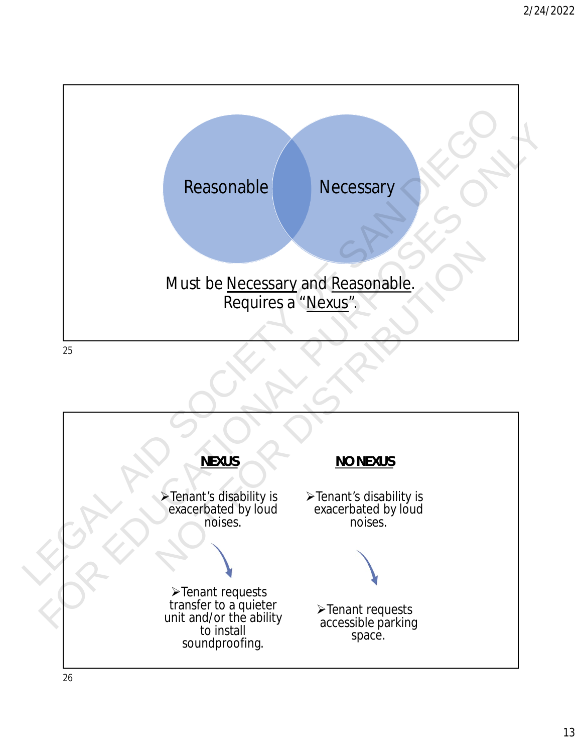Reasonable

Necessary

Must be <u>Necessary</u> and <u>Reasonable</u>.
Requires a "<u>Nexus</u>".

**<u>NEXUS</u>**

- Tenant's disability is exacerbated by loud noises.
- Tenant requests transfer to a quieter unit and/or the ability to install soundproofing.

**<u>NO NEXUS</u>**

- Tenant's disability is exacerbated by loud noises.
- Tenant requests accessible parking space.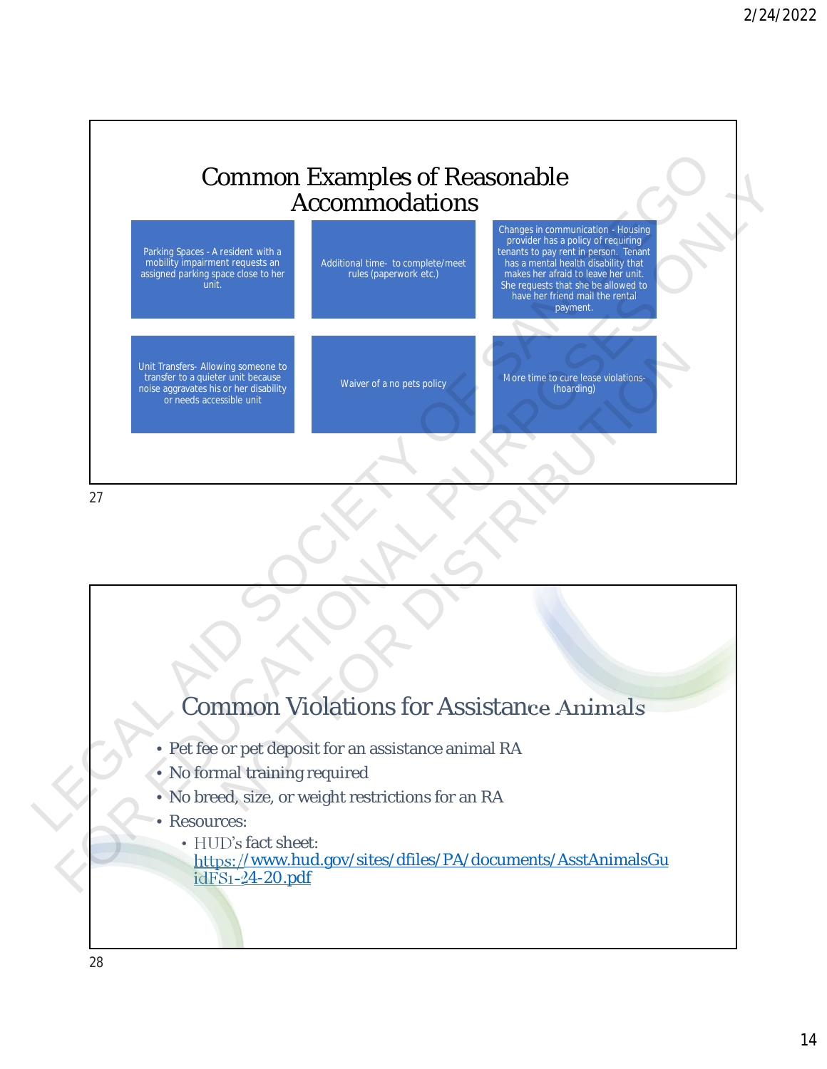# Common Examples of Reasonable Accommodations

Parking Spaces - A resident with a mobility impairment requests an assigned parking space close to her unit.

Additional time- to complete/meet rules (paperwork etc.)

Changes in communication - Housing provider has a policy of requiring tenants to pay rent in person. Tenant has a mental health disability that makes her afraid to leave her unit. She requests that she be allowed to have her friend mail the rental payment.

Unit Transfers- Allowing someone to transfer to a quieter unit because noise aggravates his or her disability or needs accessible unit

Waiver of a no pets policy

More time to cure lease violations- (hoarding)

# Common Violations for Assistance Animals

- Pet fee or pet deposit for an assistance animal RA
- No formal training required
- No breed, size, or weight restrictions for an RA
- Resources:
  - HUD's fact sheet: https://www.hud.gov/sites/dfiles/PA/documents/AsstAnimalsGuidFS1-24-20.pdf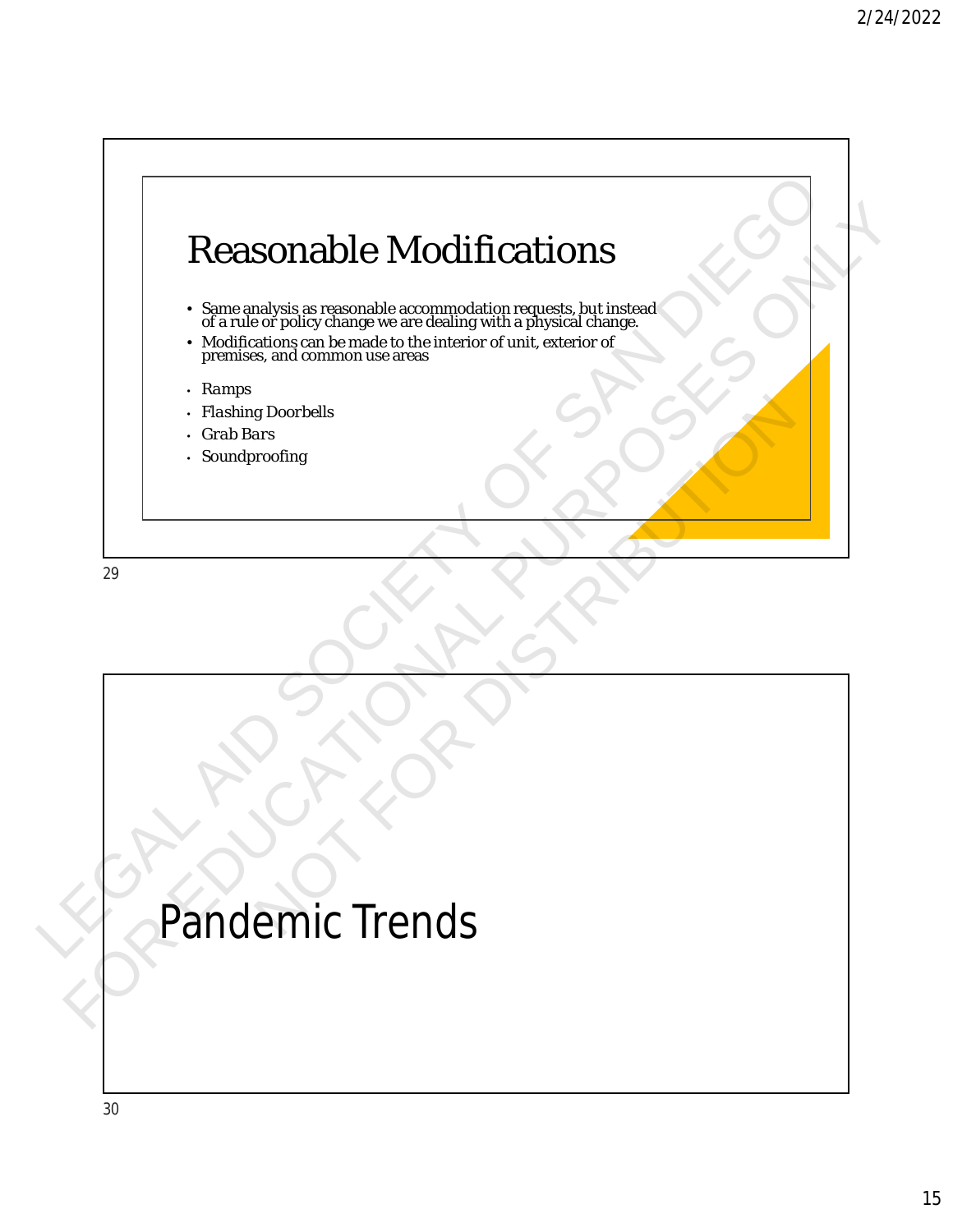# Reasonable Modifications

- Same analysis as reasonable accommodation requests, but instead of a rule or policy change we are dealing with a physical change.
- Modifications can be made to the interior of unit, exterior of premises, and common use areas

- Ramps
- Flashing Doorbells
- Grab Bars
- Soundproofing

# Pandemic Trends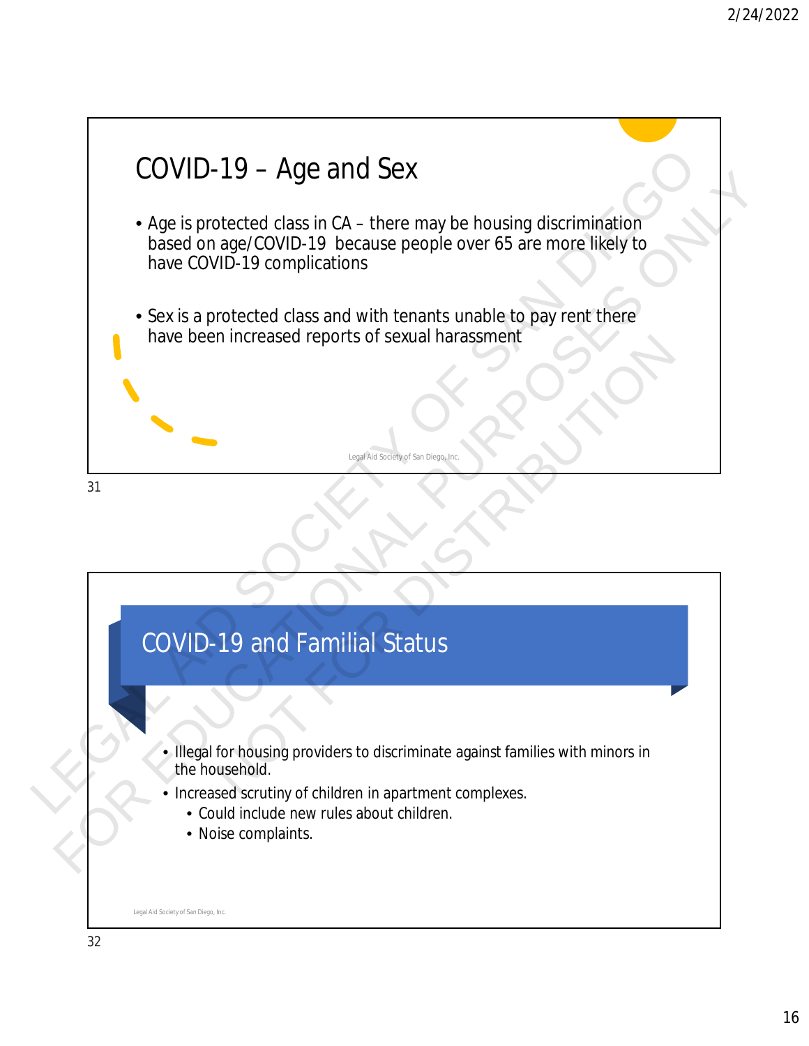## COVID-19 – Age and Sex

- Age is protected class in CA – there may be housing discrimination based on age/COVID-19 because people over 65 are more likely to have COVID-19 complications
- Sex is a protected class and with tenants unable to pay rent there have been increased reports of sexual harassment

## COVID-19 and Familial Status

- Illegal for housing providers to discriminate against families with minors in the household.
- Increased scrutiny of children in apartment complexes.
  - Could include new rules about children.
  - Noise complaints.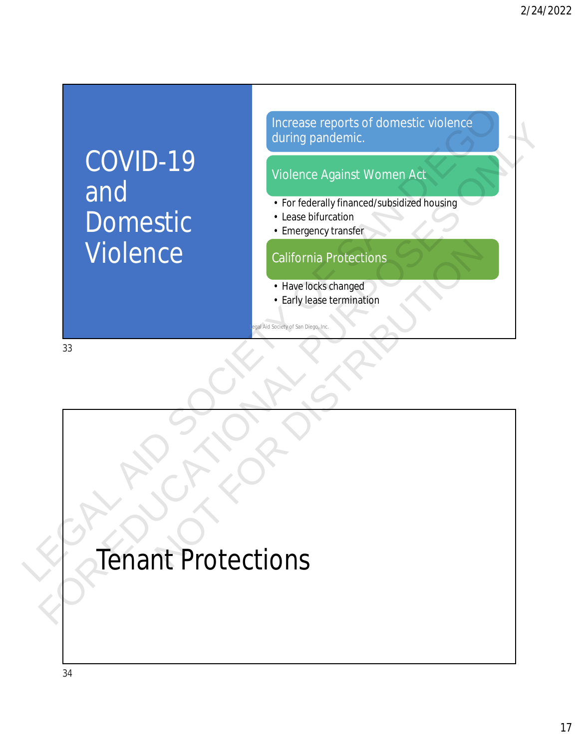# COVID-19 and Domestic Violence

Increase reports of domestic violence during pandemic.

## Violence Against Women Act

- For federally financed/subsidized housing
- Lease bifurcation
- Emergency transfer

## California Protections

- Have locks changed
- Early lease termination

Legal Aid Society of San Diego, Inc.

# Tenant Protections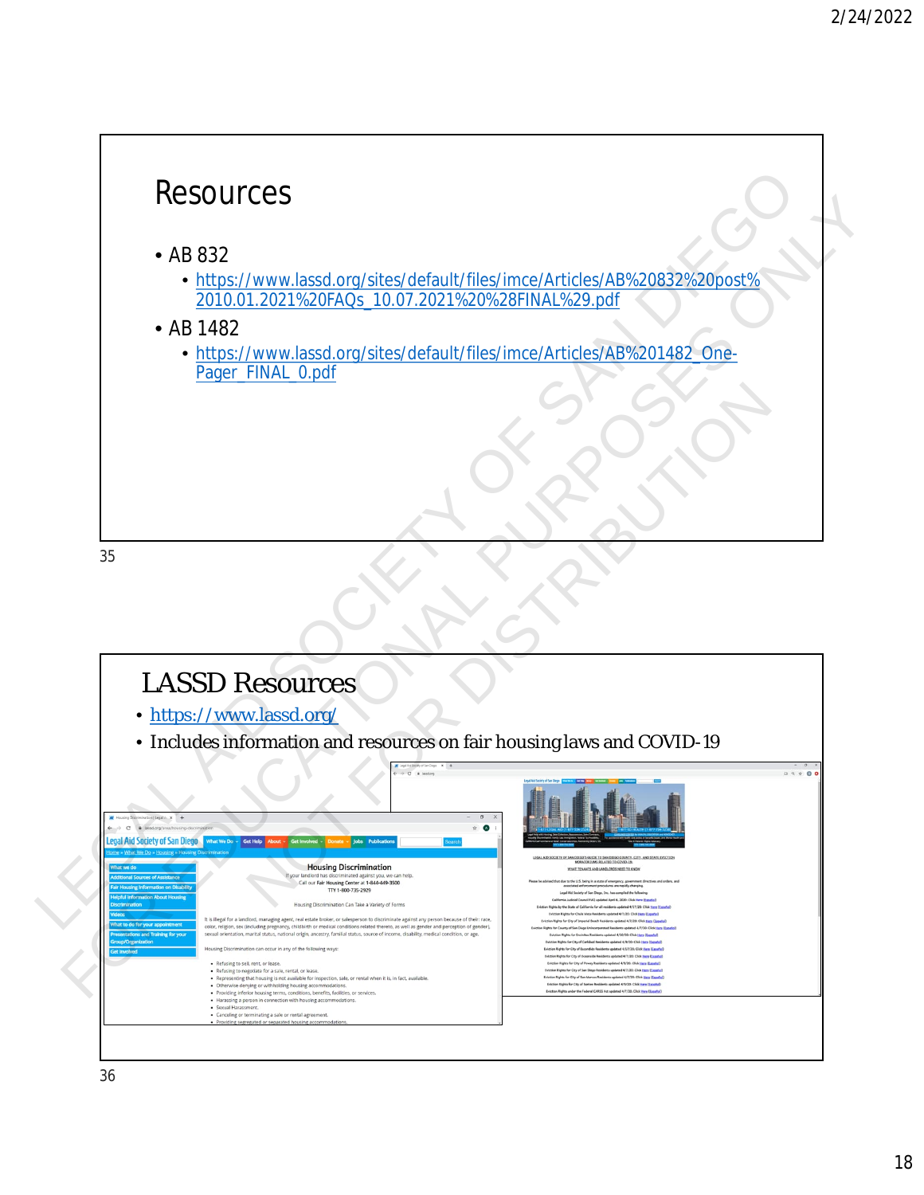# Resources

- AB 832
  - https://www.lassd.org/sites/default/files/imce/Articles/AB%20832%20post%2010.01.2021%20FAQs_10.07.2021%20%28FINAL%29.pdf
- AB 1482
  - https://www.lassd.org/sites/default/files/imce/Articles/AB%201482_One-Pager_FINAL_0.pdf

# LASSD Resources

- https://www.lassd.org/
- Includes information and resources on fair housing laws and COVID-19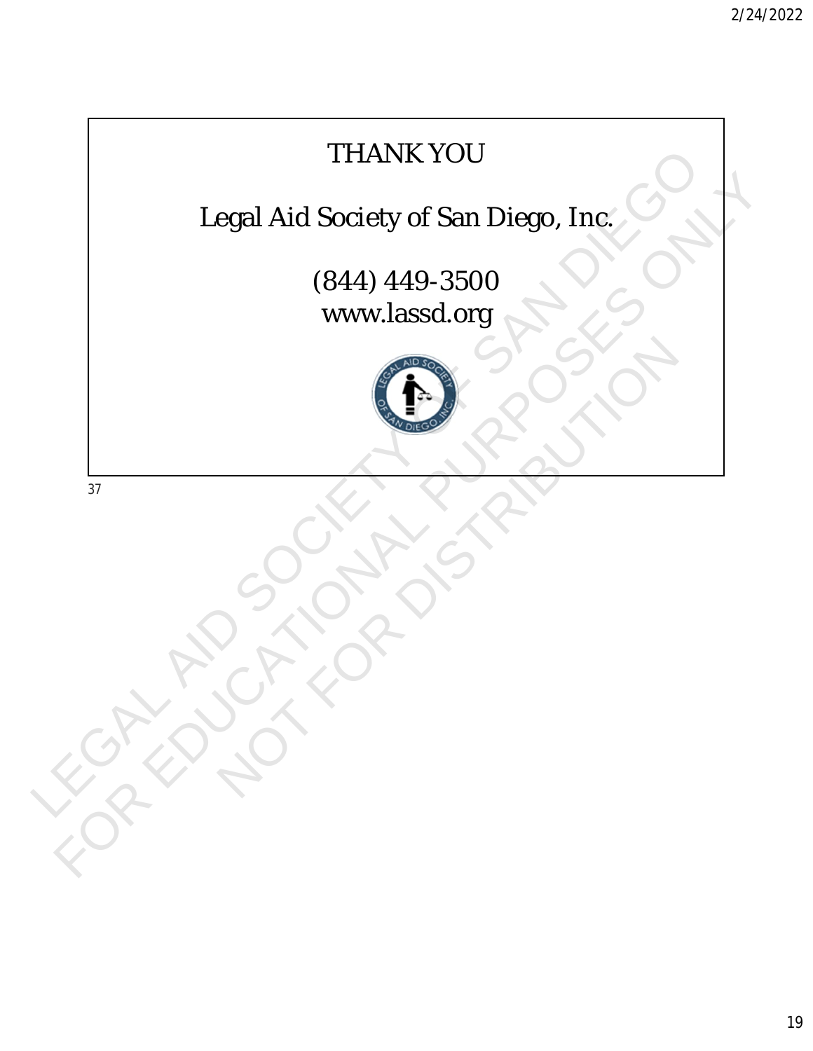# THANK YOU

Legal Aid Society of San Diego, Inc.

(844) 449-3500

www.lassd.org